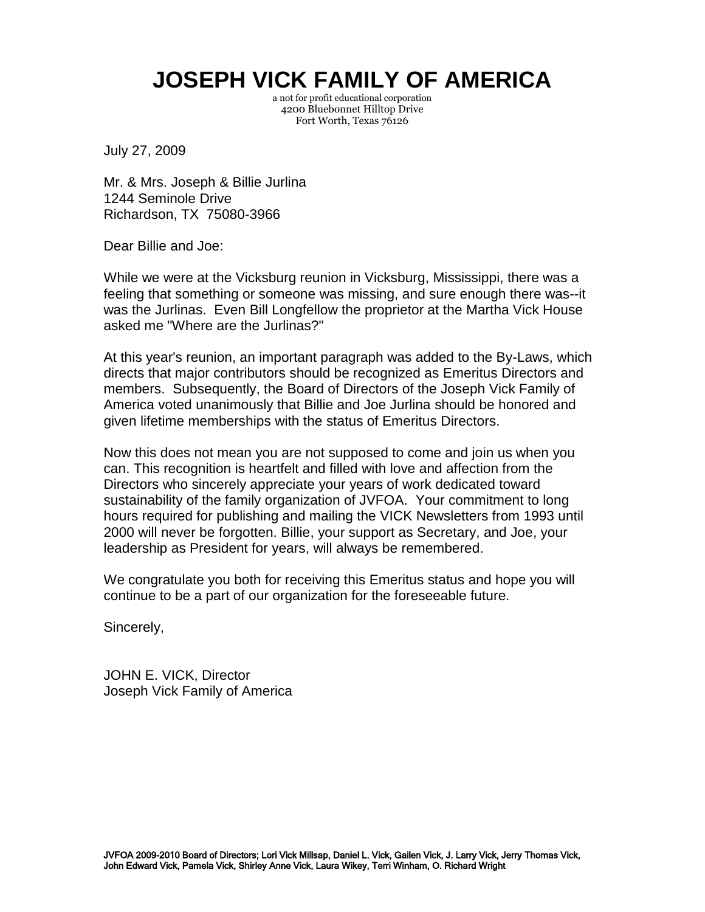# JOSEPH VICK FAMILY OF AMERICA

a not for profit educational corporation
4200 Bluebonnet Hilltop Drive
Fort Worth, Texas 76126

July 27, 2009

Mr. & Mrs. Joseph & Billie Jurlina
1244 Seminole Drive
Richardson, TX 75080-3966

Dear Billie and Joe:

While we were at the Vicksburg reunion in Vicksburg, Mississippi, there was a feeling that something or someone was missing, and sure enough there was--it was the Jurlinas. Even Bill Longfellow the proprietor at the Martha Vick House asked me "Where are the Jurlinas?"

At this year's reunion, an important paragraph was added to the By-Laws, which directs that major contributors should be recognized as Emeritus Directors and members. Subsequently, the Board of Directors of the Joseph Vick Family of America voted unanimously that Billie and Joe Jurlina should be honored and given lifetime memberships with the status of Emeritus Directors.

Now this does not mean you are not supposed to come and join us when you can. This recognition is heartfelt and filled with love and affection from the Directors who sincerely appreciate your years of work dedicated toward sustainability of the family organization of JVFOA. Your commitment to long hours required for publishing and mailing the VICK Newsletters from 1993 until 2000 will never be forgotten. Billie, your support as Secretary, and Joe, your leadership as President for years, will always be remembered.

We congratulate you both for receiving this Emeritus status and hope you will continue to be a part of our organization for the foreseeable future.

Sincerely,

JOHN E. VICK, Director
Joseph Vick Family of America

**JVFOA 2009-2010 Board of Directors; Lori Vick Millsap, Daniel L. Vick, Gailen Vick, J. Larry Vick, Jerry Thomas Vick, John Edward Vick, Pamela Vick, Shirley Anne Vick, Laura Wikey, Terri Winham, O. Richard Wright**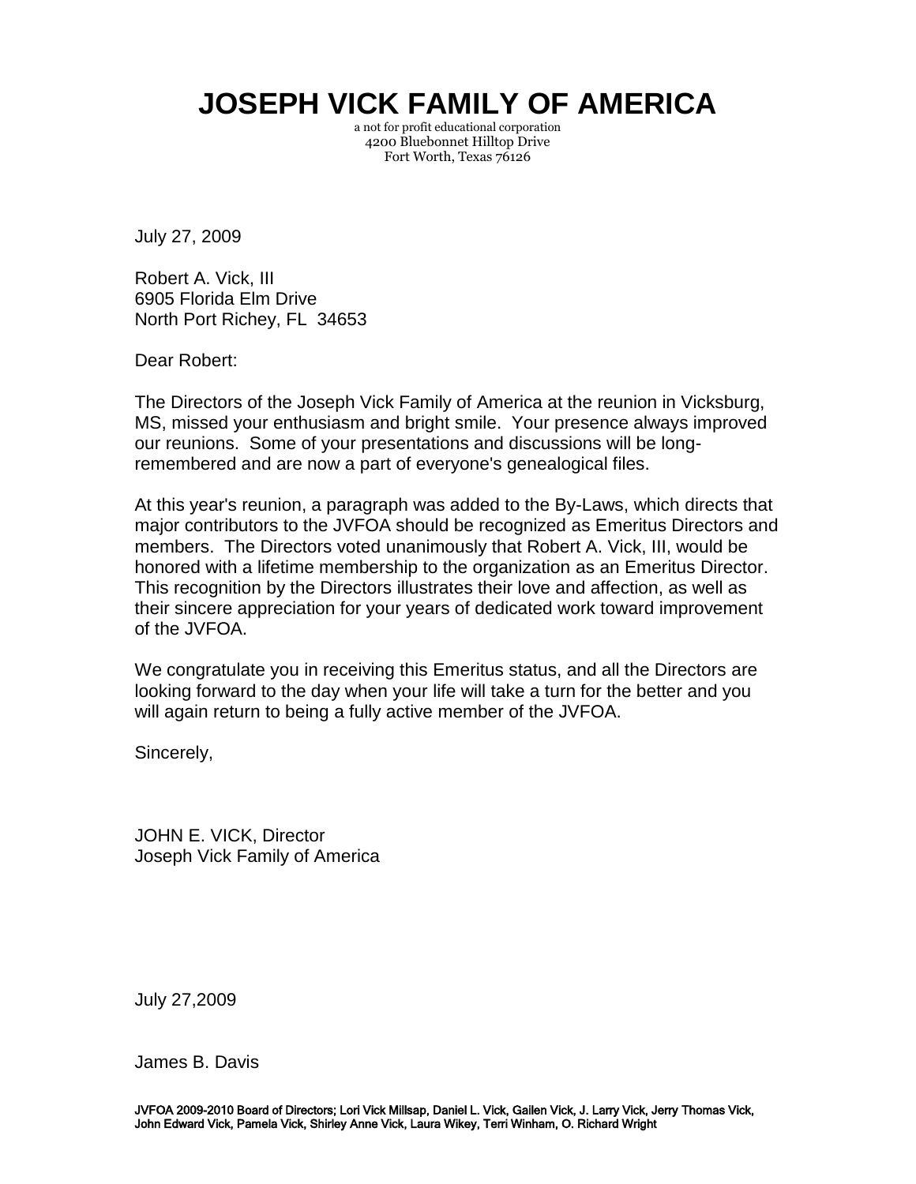# JOSEPH VICK FAMILY OF AMERICA

a not for profit educational corporation
4200 Bluebonnet Hilltop Drive
Fort Worth, Texas 76126

July 27, 2009

Robert A. Vick, III
6905 Florida Elm Drive
North Port Richey, FL 34653

Dear Robert:

The Directors of the Joseph Vick Family of America at the reunion in Vicksburg, MS, missed your enthusiasm and bright smile. Your presence always improved our reunions. Some of your presentations and discussions will be long-remembered and are now a part of everyone's genealogical files.

At this year's reunion, a paragraph was added to the By-Laws, which directs that major contributors to the JVFOA should be recognized as Emeritus Directors and members. The Directors voted unanimously that Robert A. Vick, III, would be honored with a lifetime membership to the organization as an Emeritus Director. This recognition by the Directors illustrates their love and affection, as well as their sincere appreciation for your years of dedicated work toward improvement of the JVFOA.

We congratulate you in receiving this Emeritus status, and all the Directors are looking forward to the day when your life will take a turn for the better and you will again return to being a fully active member of the JVFOA.

Sincerely,

JOHN E. VICK, Director
Joseph Vick Family of America

July 27,2009

James B. Davis

**JVFOA 2009-2010 Board of Directors; Lori Vick Millsap, Daniel L. Vick, Gailen Vick, J. Larry Vick, Jerry Thomas Vick, John Edward Vick, Pamela Vick, Shirley Anne Vick, Laura Wikey, Terri Winham, O. Richard Wright**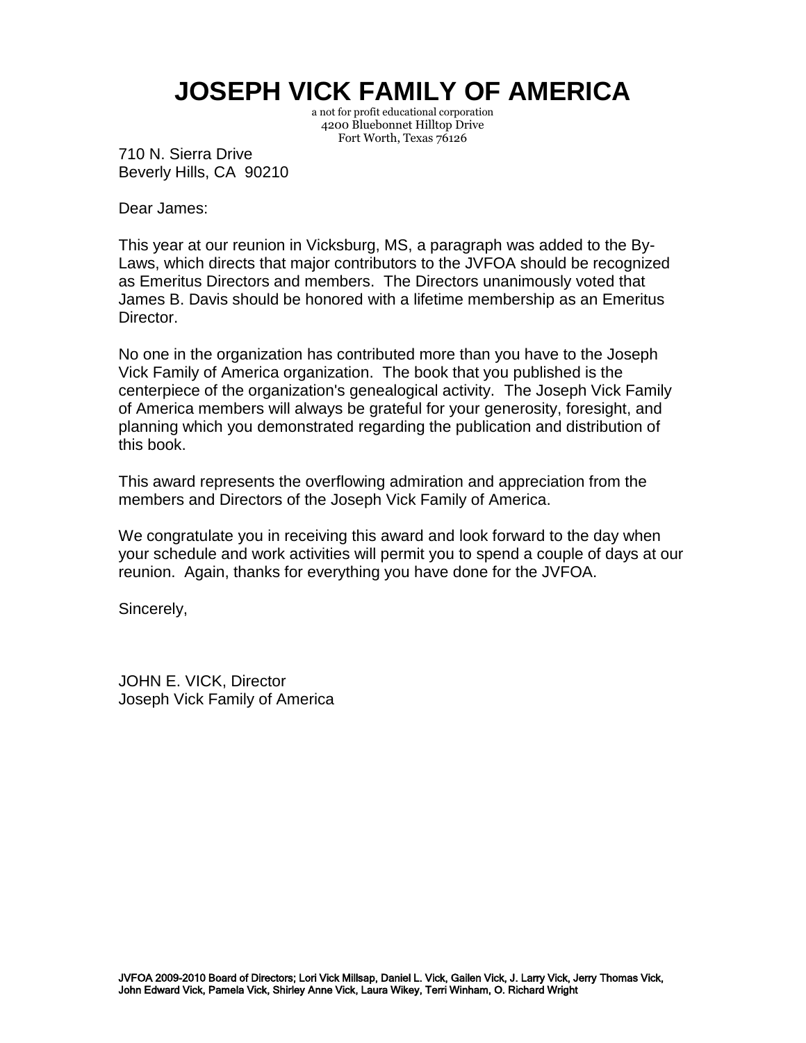# JOSEPH VICK FAMILY OF AMERICA

a not for profit educational corporation
4200 Bluebonnet Hilltop Drive
Fort Worth, Texas 76126

710 N. Sierra Drive
Beverly Hills, CA 90210

Dear James:

This year at our reunion in Vicksburg, MS, a paragraph was added to the By-Laws, which directs that major contributors to the JVFOA should be recognized as Emeritus Directors and members. The Directors unanimously voted that James B. Davis should be honored with a lifetime membership as an Emeritus Director.

No one in the organization has contributed more than you have to the Joseph Vick Family of America organization. The book that you published is the centerpiece of the organization's genealogical activity. The Joseph Vick Family of America members will always be grateful for your generosity, foresight, and planning which you demonstrated regarding the publication and distribution of this book.

This award represents the overflowing admiration and appreciation from the members and Directors of the Joseph Vick Family of America.

We congratulate you in receiving this award and look forward to the day when your schedule and work activities will permit you to spend a couple of days at our reunion. Again, thanks for everything you have done for the JVFOA.

Sincerely,

JOHN E. VICK, Director
Joseph Vick Family of America

**JVFOA 2009-2010 Board of Directors; Lori Vick Millsap, Daniel L. Vick, Gailen Vick, J. Larry Vick, Jerry Thomas Vick, John Edward Vick, Pamela Vick, Shirley Anne Vick, Laura Wikey, Terri Winham, O. Richard Wright**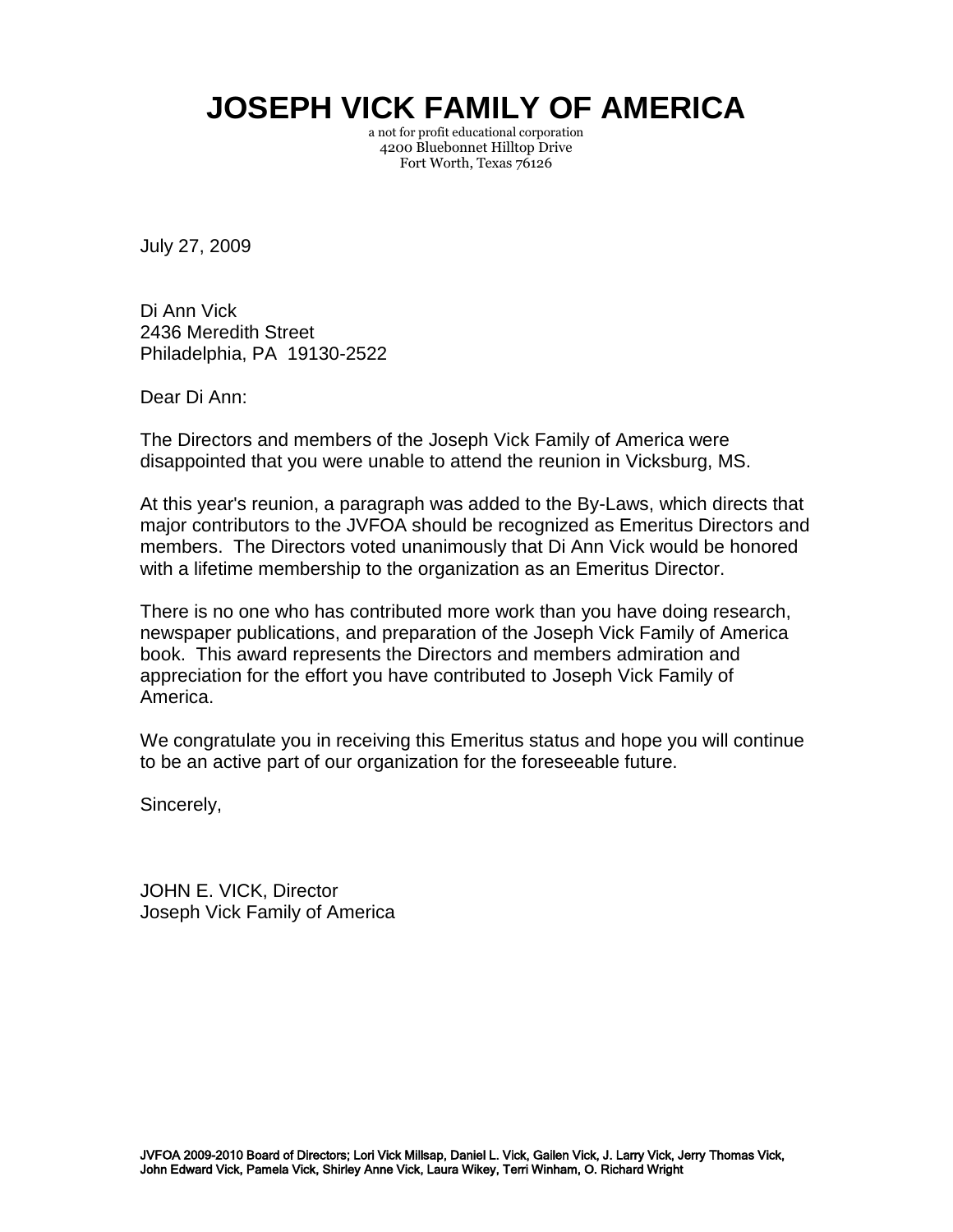# JOSEPH VICK FAMILY OF AMERICA

a not for profit educational corporation
4200 Bluebonnet Hilltop Drive
Fort Worth, Texas 76126

July 27, 2009

Di Ann Vick
2436 Meredith Street
Philadelphia, PA 19130-2522

Dear Di Ann:

The Directors and members of the Joseph Vick Family of America were disappointed that you were unable to attend the reunion in Vicksburg, MS.

At this year's reunion, a paragraph was added to the By-Laws, which directs that major contributors to the JVFOA should be recognized as Emeritus Directors and members. The Directors voted unanimously that Di Ann Vick would be honored with a lifetime membership to the organization as an Emeritus Director.

There is no one who has contributed more work than you have doing research, newspaper publications, and preparation of the Joseph Vick Family of America book. This award represents the Directors and members admiration and appreciation for the effort you have contributed to Joseph Vick Family of America.

We congratulate you in receiving this Emeritus status and hope you will continue to be an active part of our organization for the foreseeable future.

Sincerely,

JOHN E. VICK, Director
Joseph Vick Family of America

**JVFOA 2009-2010 Board of Directors; Lori Vick Millsap, Daniel L. Vick, Gailen Vick, J. Larry Vick, Jerry Thomas Vick, John Edward Vick, Pamela Vick, Shirley Anne Vick, Laura Wikey, Terri Winham, O. Richard Wright**